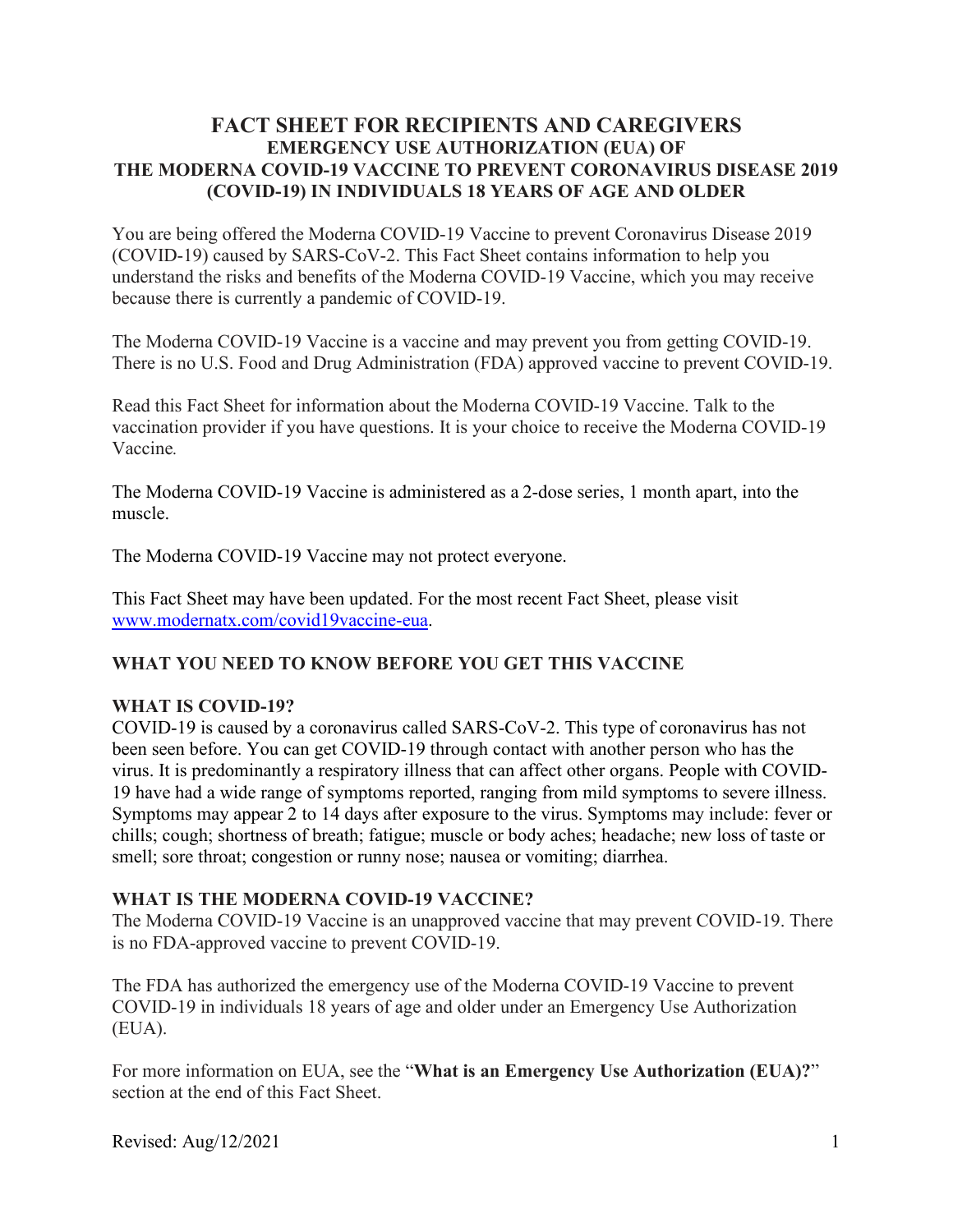# FACT SHEET FOR RECIPIENTS AND CAREGIVERS

## EMERGENCY USE AUTHORIZATION (EUA) OF THE MODERNA COVID-19 VACCINE TO PREVENT CORONAVIRUS DISEASE 2019 (COVID-19) IN INDIVIDUALS 18 YEARS OF AGE AND OLDER

You are being offered the Moderna COVID-19 Vaccine to prevent Coronavirus Disease 2019 (COVID-19) caused by SARS-CoV-2. This Fact Sheet contains information to help you understand the risks and benefits of the Moderna COVID-19 Vaccine, which you may receive because there is currently a pandemic of COVID-19.

The Moderna COVID-19 Vaccine is a vaccine and may prevent you from getting COVID-19. There is no U.S. Food and Drug Administration (FDA) approved vaccine to prevent COVID-19.

Read this Fact Sheet for information about the Moderna COVID-19 Vaccine. Talk to the vaccination provider if you have questions. It is your choice to receive the Moderna COVID-19 Vaccine.

The Moderna COVID-19 Vaccine is administered as a 2-dose series, 1 month apart, into the muscle.

The Moderna COVID-19 Vaccine may not protect everyone.

This Fact Sheet may have been updated. For the most recent Fact Sheet, please visit [www.modernatx.com/covid19vaccine-eua](www.modernatx.com/covid19vaccine-eua).

## WHAT YOU NEED TO KNOW BEFORE YOU GET THIS VACCINE

### WHAT IS COVID-19?

COVID-19 is caused by a coronavirus called SARS-CoV-2. This type of coronavirus has not been seen before. You can get COVID-19 through contact with another person who has the virus. It is predominantly a respiratory illness that can affect other organs. People with COVID-19 have had a wide range of symptoms reported, ranging from mild symptoms to severe illness. Symptoms may appear 2 to 14 days after exposure to the virus. Symptoms may include: fever or chills; cough; shortness of breath; fatigue; muscle or body aches; headache; new loss of taste or smell; sore throat; congestion or runny nose; nausea or vomiting; diarrhea.

### WHAT IS THE MODERNA COVID-19 VACCINE?

The Moderna COVID-19 Vaccine is an unapproved vaccine that may prevent COVID-19. There is no FDA-approved vaccine to prevent COVID-19.

The FDA has authorized the emergency use of the Moderna COVID-19 Vaccine to prevent COVID-19 in individuals 18 years of age and older under an Emergency Use Authorization (EUA).

For more information on EUA, see the "**What is an Emergency Use Authorization (EUA)?**" section at the end of this Fact Sheet.

Revised: Aug/12/2021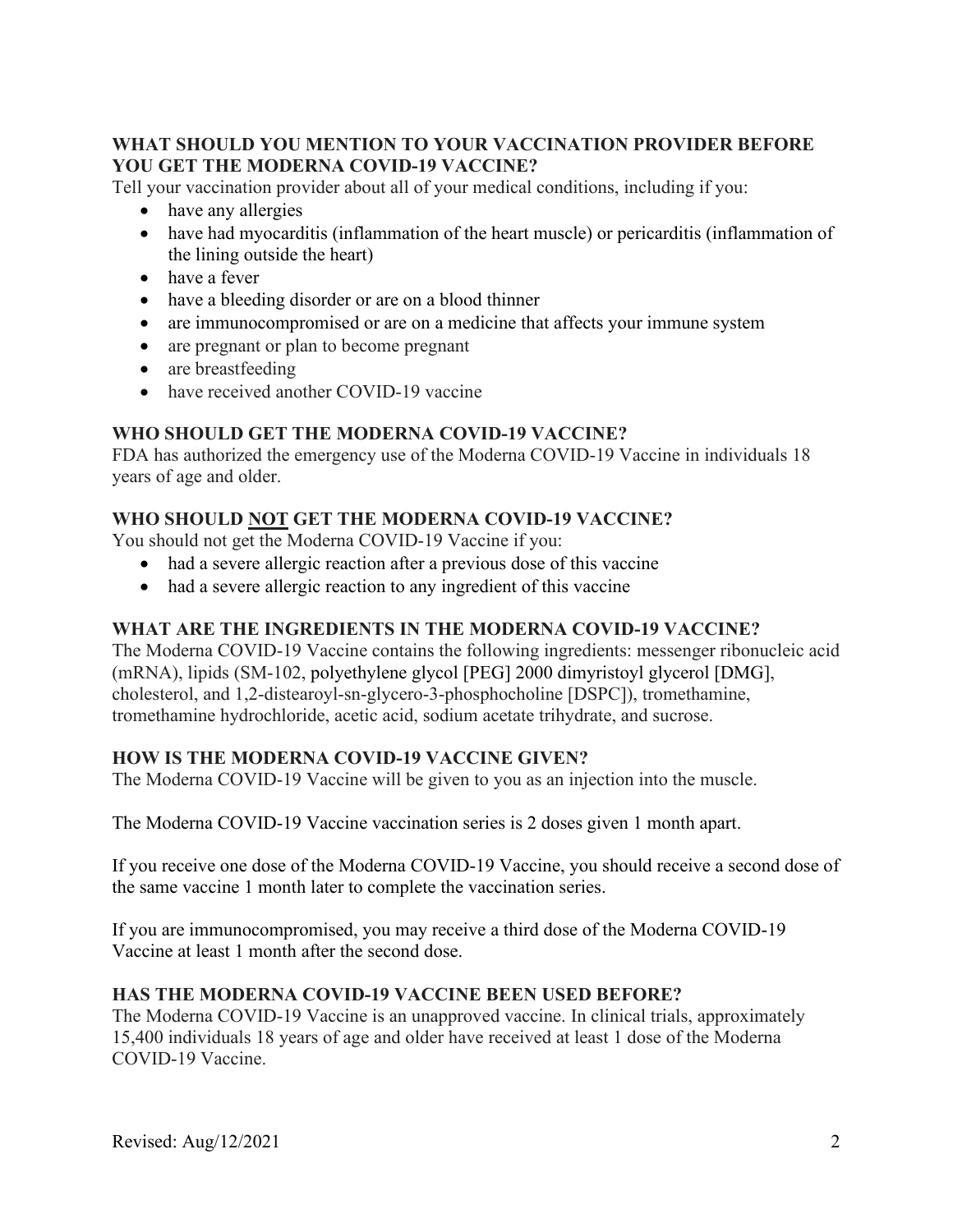## WHAT SHOULD YOU MENTION TO YOUR VACCINATION PROVIDER BEFORE YOU GET THE MODERNA COVID-19 VACCINE?

Tell your vaccination provider about all of your medical conditions, including if you:

- have any allergies
- have had myocarditis (inflammation of the heart muscle) or pericarditis (inflammation of the lining outside the heart)
- have a fever
- have a bleeding disorder or are on a blood thinner
- are immunocompromised or are on a medicine that affects your immune system
- are pregnant or plan to become pregnant
- are breastfeeding
- have received another COVID-19 vaccine

## WHO SHOULD GET THE MODERNA COVID-19 VACCINE?

FDA has authorized the emergency use of the Moderna COVID-19 Vaccine in individuals 18 years of age and older.

## WHO SHOULD NOT GET THE MODERNA COVID-19 VACCINE?

You should not get the Moderna COVID-19 Vaccine if you:

- had a severe allergic reaction after a previous dose of this vaccine
- had a severe allergic reaction to any ingredient of this vaccine

## WHAT ARE THE INGREDIENTS IN THE MODERNA COVID-19 VACCINE?

The Moderna COVID-19 Vaccine contains the following ingredients: messenger ribonucleic acid (mRNA), lipids (SM-102, polyethylene glycol [PEG] 2000 dimyristoyl glycerol [DMG], cholesterol, and 1,2-distearoyl-sn-glycero-3-phosphocholine [DSPC]), tromethamine, tromethamine hydrochloride, acetic acid, sodium acetate trihydrate, and sucrose.

## HOW IS THE MODERNA COVID-19 VACCINE GIVEN?

The Moderna COVID-19 Vaccine will be given to you as an injection into the muscle.

The Moderna COVID-19 Vaccine vaccination series is 2 doses given 1 month apart.

If you receive one dose of the Moderna COVID-19 Vaccine, you should receive a second dose of the same vaccine 1 month later to complete the vaccination series.

If you are immunocompromised, you may receive a third dose of the Moderna COVID-19 Vaccine at least 1 month after the second dose.

## HAS THE MODERNA COVID-19 VACCINE BEEN USED BEFORE?

The Moderna COVID-19 Vaccine is an unapproved vaccine. In clinical trials, approximately 15,400 individuals 18 years of age and older have received at least 1 dose of the Moderna COVID-19 Vaccine.

Revised: Aug/12/2021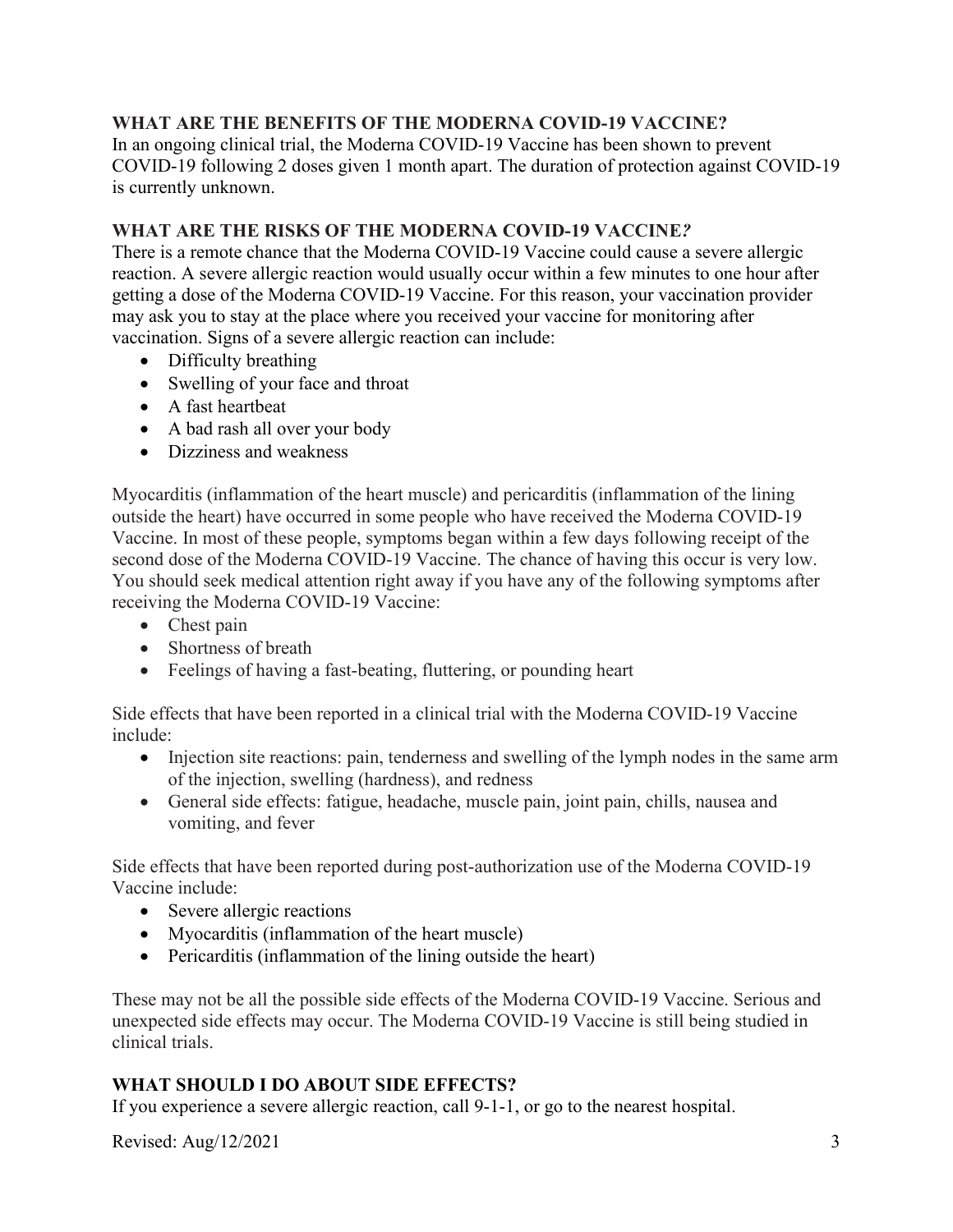## WHAT ARE THE BENEFITS OF THE MODERNA COVID-19 VACCINE?

In an ongoing clinical trial, the Moderna COVID-19 Vaccine has been shown to prevent COVID-19 following 2 doses given 1 month apart. The duration of protection against COVID-19 is currently unknown.

## WHAT ARE THE RISKS OF THE MODERNA COVID-19 VACCINE?

There is a remote chance that the Moderna COVID-19 Vaccine could cause a severe allergic reaction. A severe allergic reaction would usually occur within a few minutes to one hour after getting a dose of the Moderna COVID-19 Vaccine. For this reason, your vaccination provider may ask you to stay at the place where you received your vaccine for monitoring after vaccination. Signs of a severe allergic reaction can include:

- Difficulty breathing
- Swelling of your face and throat
- A fast heartbeat
- A bad rash all over your body
- Dizziness and weakness

Myocarditis (inflammation of the heart muscle) and pericarditis (inflammation of the lining outside the heart) have occurred in some people who have received the Moderna COVID-19 Vaccine. In most of these people, symptoms began within a few days following receipt of the second dose of the Moderna COVID-19 Vaccine. The chance of having this occur is very low. You should seek medical attention right away if you have any of the following symptoms after receiving the Moderna COVID-19 Vaccine:

- Chest pain
- Shortness of breath
- Feelings of having a fast-beating, fluttering, or pounding heart

Side effects that have been reported in a clinical trial with the Moderna COVID-19 Vaccine include:

- Injection site reactions: pain, tenderness and swelling of the lymph nodes in the same arm of the injection, swelling (hardness), and redness
- General side effects: fatigue, headache, muscle pain, joint pain, chills, nausea and vomiting, and fever

Side effects that have been reported during post-authorization use of the Moderna COVID-19 Vaccine include:

- Severe allergic reactions
- Myocarditis (inflammation of the heart muscle)
- Pericarditis (inflammation of the lining outside the heart)

These may not be all the possible side effects of the Moderna COVID-19 Vaccine. Serious and unexpected side effects may occur. The Moderna COVID-19 Vaccine is still being studied in clinical trials.

## WHAT SHOULD I DO ABOUT SIDE EFFECTS?

If you experience a severe allergic reaction, call 9-1-1, or go to the nearest hospital.

Revised: Aug/12/2021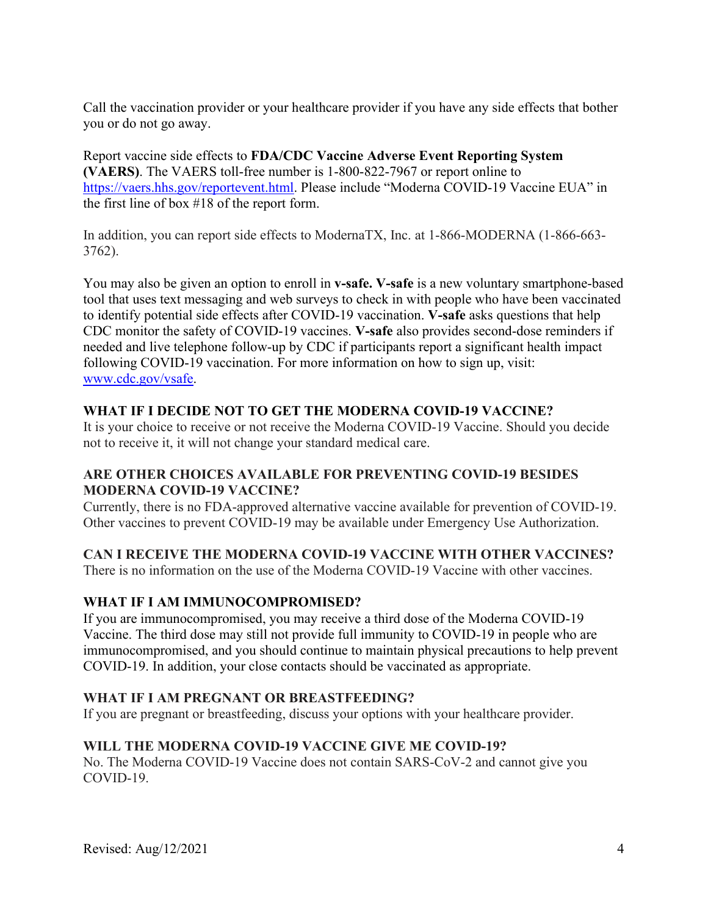Call the vaccination provider or your healthcare provider if you have any side effects that bother you or do not go away.

Report vaccine side effects to **FDA/CDC Vaccine Adverse Event Reporting System (VAERS)**. The VAERS toll-free number is 1-800-822-7967 or report online to [https://vaers.hhs.gov/reportevent.html](https://vaers.hhs.gov/reportevent.html). Please include "Moderna COVID-19 Vaccine EUA" in the first line of box #18 of the report form.

In addition, you can report side effects to ModernaTX, Inc. at 1-866-MODERNA (1-866-663-3762).

You may also be given an option to enroll in **v-safe. V-safe** is a new voluntary smartphone-based tool that uses text messaging and web surveys to check in with people who have been vaccinated to identify potential side effects after COVID-19 vaccination. **V-safe** asks questions that help CDC monitor the safety of COVID-19 vaccines. **V-safe** also provides second-dose reminders if needed and live telephone follow-up by CDC if participants report a significant health impact following COVID-19 vaccination. For more information on how to sign up, visit: [www.cdc.gov/vsafe](www.cdc.gov/vsafe).

## WHAT IF I DECIDE NOT TO GET THE MODERNA COVID-19 VACCINE?

It is your choice to receive or not receive the Moderna COVID-19 Vaccine. Should you decide not to receive it, it will not change your standard medical care.

## ARE OTHER CHOICES AVAILABLE FOR PREVENTING COVID-19 BESIDES MODERNA COVID-19 VACCINE?

Currently, there is no FDA-approved alternative vaccine available for prevention of COVID-19. Other vaccines to prevent COVID-19 may be available under Emergency Use Authorization.

## CAN I RECEIVE THE MODERNA COVID-19 VACCINE WITH OTHER VACCINES?

There is no information on the use of the Moderna COVID-19 Vaccine with other vaccines.

## WHAT IF I AM IMMUNOCOMPROMISED?

If you are immunocompromised, you may receive a third dose of the Moderna COVID-19 Vaccine. The third dose may still not provide full immunity to COVID-19 in people who are immunocompromised, and you should continue to maintain physical precautions to help prevent COVID-19. In addition, your close contacts should be vaccinated as appropriate.

## WHAT IF I AM PREGNANT OR BREASTFEEDING?

If you are pregnant or breastfeeding, discuss your options with your healthcare provider.

## WILL THE MODERNA COVID-19 VACCINE GIVE ME COVID-19?

No. The Moderna COVID-19 Vaccine does not contain SARS-CoV-2 and cannot give you COVID-19.

Revised: Aug/12/2021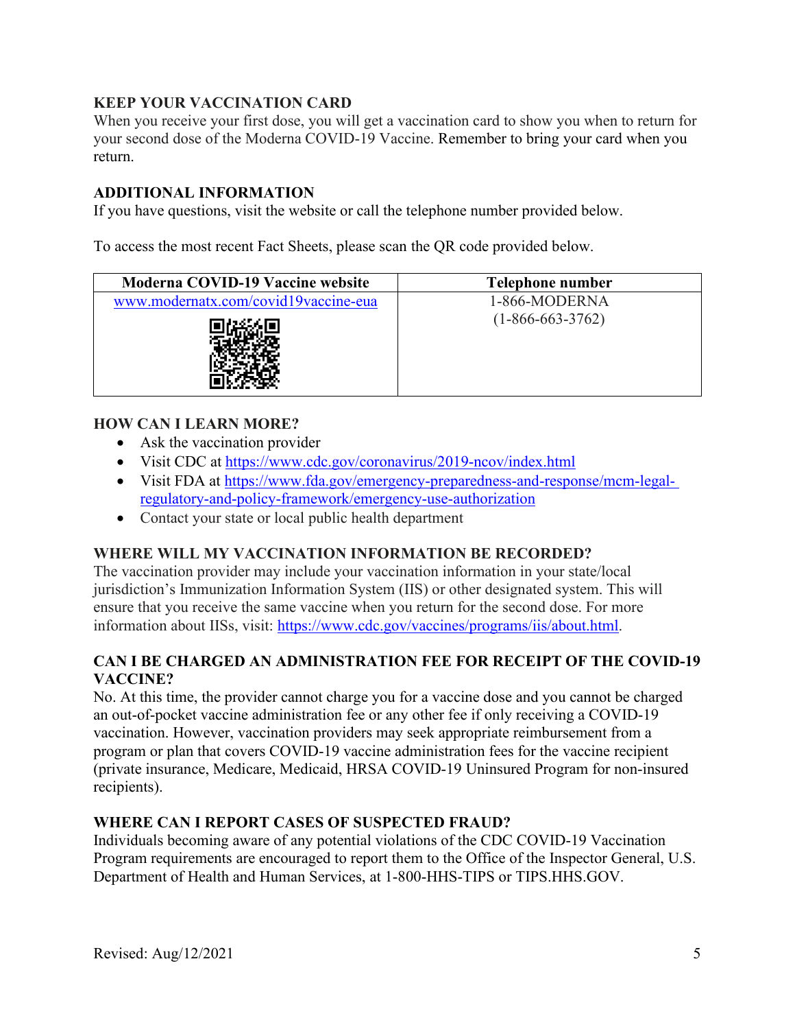## KEEP YOUR VACCINATION CARD

When you receive your first dose, you will get a vaccination card to show you when to return for your second dose of the Moderna COVID-19 Vaccine. Remember to bring your card when you return.

## ADDITIONAL INFORMATION

If you have questions, visit the website or call the telephone number provided below.

To access the most recent Fact Sheets, please scan the QR code provided below.

| Moderna COVID-19 Vaccine website | Telephone number |
|---|---|
| www.modernatx.com/covid19vaccine-eua | 1-866-MODERNA (1-866-663-3762) |

## HOW CAN I LEARN MORE?

- Ask the vaccination provider
- Visit CDC at https://www.cdc.gov/coronavirus/2019-ncov/index.html
- Visit FDA at https://www.fda.gov/emergency-preparedness-and-response/mcm-legal-regulatory-and-policy-framework/emergency-use-authorization
- Contact your state or local public health department

## WHERE WILL MY VACCINATION INFORMATION BE RECORDED?

The vaccination provider may include your vaccination information in your state/local jurisdiction's Immunization Information System (IIS) or other designated system. This will ensure that you receive the same vaccine when you return for the second dose. For more information about IISs, visit: https://www.cdc.gov/vaccines/programs/iis/about.html.

## CAN I BE CHARGED AN ADMINISTRATION FEE FOR RECEIPT OF THE COVID-19 VACCINE?

No. At this time, the provider cannot charge you for a vaccine dose and you cannot be charged an out-of-pocket vaccine administration fee or any other fee if only receiving a COVID-19 vaccination. However, vaccination providers may seek appropriate reimbursement from a program or plan that covers COVID-19 vaccine administration fees for the vaccine recipient (private insurance, Medicare, Medicaid, HRSA COVID-19 Uninsured Program for non-insured recipients).

## WHERE CAN I REPORT CASES OF SUSPECTED FRAUD?

Individuals becoming aware of any potential violations of the CDC COVID-19 Vaccination Program requirements are encouraged to report them to the Office of the Inspector General, U.S. Department of Health and Human Services, at 1-800-HHS-TIPS or TIPS.HHS.GOV.

Revised: Aug/12/2021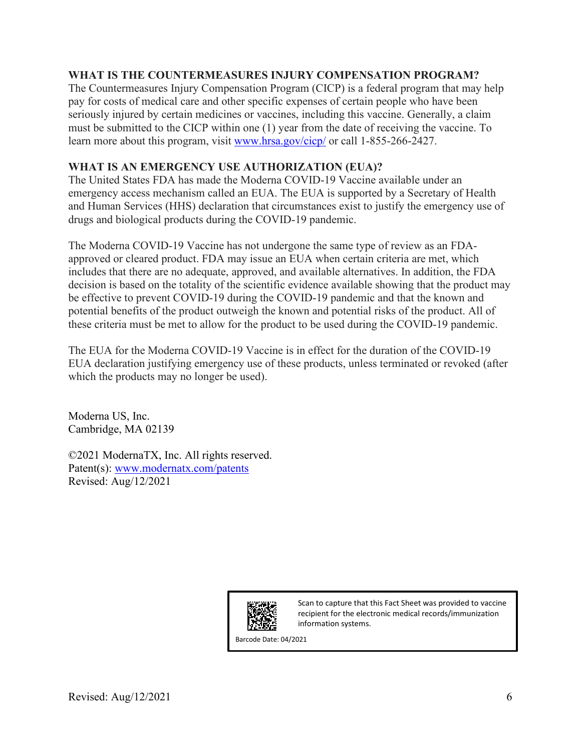## WHAT IS THE COUNTERMEASURES INJURY COMPENSATION PROGRAM?

The Countermeasures Injury Compensation Program (CICP) is a federal program that may help pay for costs of medical care and other specific expenses of certain people who have been seriously injured by certain medicines or vaccines, including this vaccine. Generally, a claim must be submitted to the CICP within one (1) year from the date of receiving the vaccine. To learn more about this program, visit www.hrsa.gov/cicp/ or call 1-855-266-2427.

## WHAT IS AN EMERGENCY USE AUTHORIZATION (EUA)?

The United States FDA has made the Moderna COVID-19 Vaccine available under an emergency access mechanism called an EUA. The EUA is supported by a Secretary of Health and Human Services (HHS) declaration that circumstances exist to justify the emergency use of drugs and biological products during the COVID-19 pandemic.

The Moderna COVID-19 Vaccine has not undergone the same type of review as an FDA-approved or cleared product. FDA may issue an EUA when certain criteria are met, which includes that there are no adequate, approved, and available alternatives. In addition, the FDA decision is based on the totality of the scientific evidence available showing that the product may be effective to prevent COVID-19 during the COVID-19 pandemic and that the known and potential benefits of the product outweigh the known and potential risks of the product. All of these criteria must be met to allow for the product to be used during the COVID-19 pandemic.

The EUA for the Moderna COVID-19 Vaccine is in effect for the duration of the COVID-19 EUA declaration justifying emergency use of these products, unless terminated or revoked (after which the products may no longer be used).

Moderna US, Inc.
Cambridge, MA 02139

©2021 ModernaTX, Inc. All rights reserved.
Patent(s): www.modernatx.com/patents
Revised: Aug/12/2021

Scan to capture that this Fact Sheet was provided to vaccine recipient for the electronic medical records/immunization information systems.

Barcode Date: 04/2021